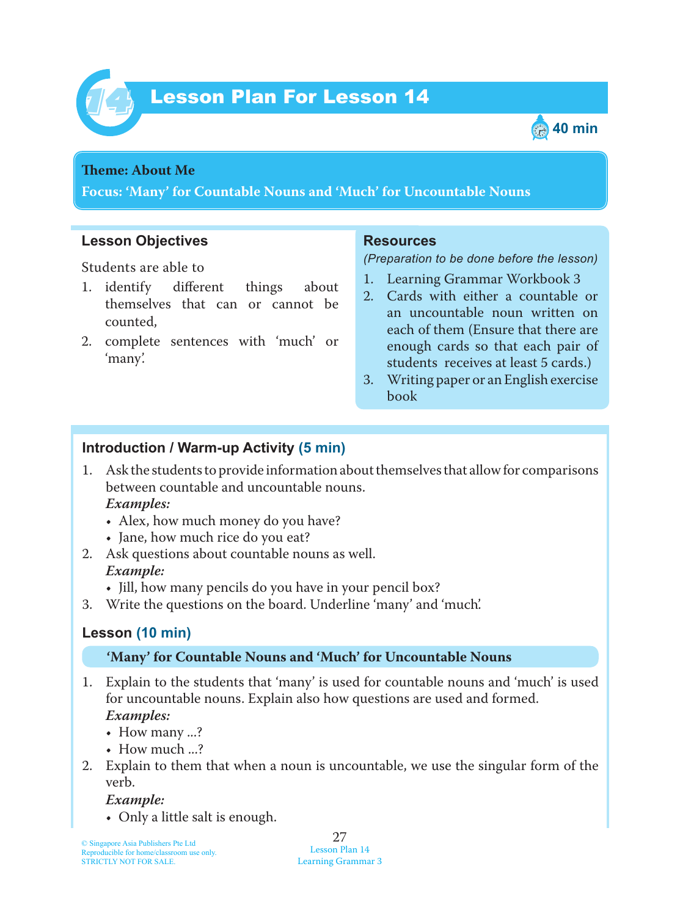# Lesson Plan For Lesson 14

40 min

**Theme: About Me**

**Focus: 'Many' for Countable Nouns and 'Much' for Uncountable Nouns**

## Lesson Objectives

Students are able to

1. identify different things about themselves that can or cannot be counted,
2. complete sentences with 'much' or 'many'.

## Resources

*(Preparation to be done before the lesson)*

1. Learning Grammar Workbook 3
2. Cards with either a countable or an uncountable noun written on each of them (Ensure that there are enough cards so that each pair of students receives at least 5 cards.)
3. Writing paper or an English exercise book

## Introduction / Warm-up Activity (5 min)

1. Ask the students to provide information about themselves that allow for comparisons between countable and uncountable nouns.
   *Examples:*
   - Alex, how much money do you have?
   - Jane, how much rice do you eat?
2. Ask questions about countable nouns as well.
   *Example:*
   - Jill, how many pencils do you have in your pencil box?
3. Write the questions on the board. Underline 'many' and 'much'.

## Lesson (10 min)

### 'Many' for Countable Nouns and 'Much' for Uncountable Nouns

1. Explain to the students that 'many' is used for countable nouns and 'much' is used for uncountable nouns. Explain also how questions are used and formed.
   *Examples:*
   - How many ...?
   - How much ...?
2. Explain to them that when a noun is uncountable, we use the singular form of the verb.
   *Example:*
   - Only a little salt is enough.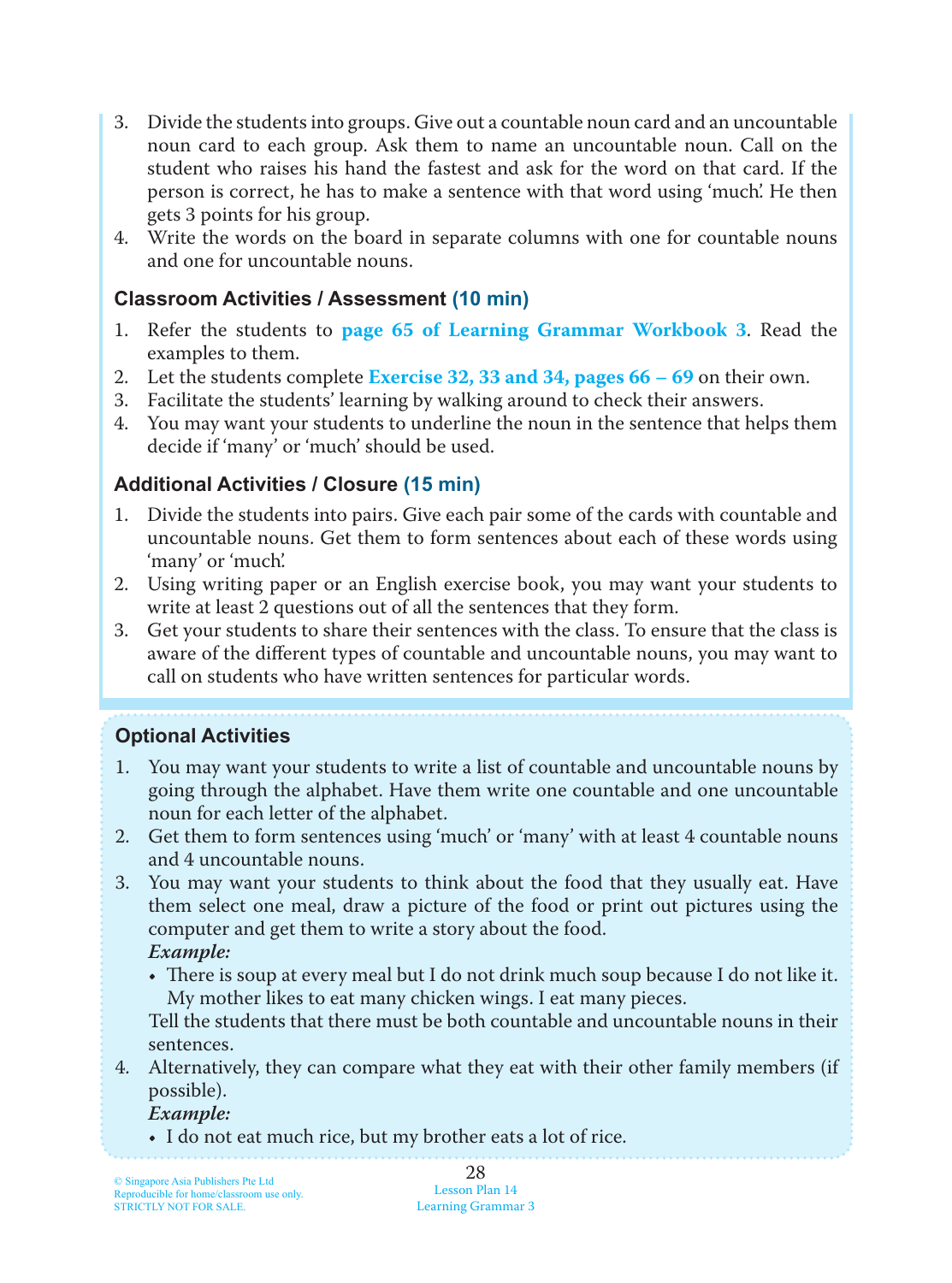3. Divide the students into groups. Give out a countable noun card and an uncountable noun card to each group. Ask them to name an uncountable noun. Call on the student who raises his hand the fastest and ask for the word on that card. If the person is correct, he has to make a sentence with that word using 'much'. He then gets 3 points for his group.
4. Write the words on the board in separate columns with one for countable nouns and one for uncountable nouns.

### Classroom Activities / Assessment (10 min)

1. Refer the students to **page 65 of Learning Grammar Workbook 3**. Read the examples to them.
2. Let the students complete **Exercise 32, 33 and 34, pages 66 – 69** on their own.
3. Facilitate the students' learning by walking around to check their answers.
4. You may want your students to underline the noun in the sentence that helps them decide if 'many' or 'much' should be used.

### Additional Activities / Closure (15 min)

1. Divide the students into pairs. Give each pair some of the cards with countable and uncountable nouns. Get them to form sentences about each of these words using 'many' or 'much'.
2. Using writing paper or an English exercise book, you may want your students to write at least 2 questions out of all the sentences that they form.
3. Get your students to share their sentences with the class. To ensure that the class is aware of the different types of countable and uncountable nouns, you may want to call on students who have written sentences for particular words.

### Optional Activities

1. You may want your students to write a list of countable and uncountable nouns by going through the alphabet. Have them write one countable and one uncountable noun for each letter of the alphabet.
2. Get them to form sentences using 'much' or 'many' with at least 4 countable nouns and 4 uncountable nouns.
3. You may want your students to think about the food that they usually eat. Have them select one meal, draw a picture of the food or print out pictures using the computer and get them to write a story about the food.

   ***Example:***
   - There is soup at every meal but I do not drink much soup because I do not like it. My mother likes to eat many chicken wings. I eat many pieces.

   Tell the students that there must be both countable and uncountable nouns in their sentences.
4. Alternatively, they can compare what they eat with their other family members (if possible).

   ***Example:***
   - I do not eat much rice, but my brother eats a lot of rice.